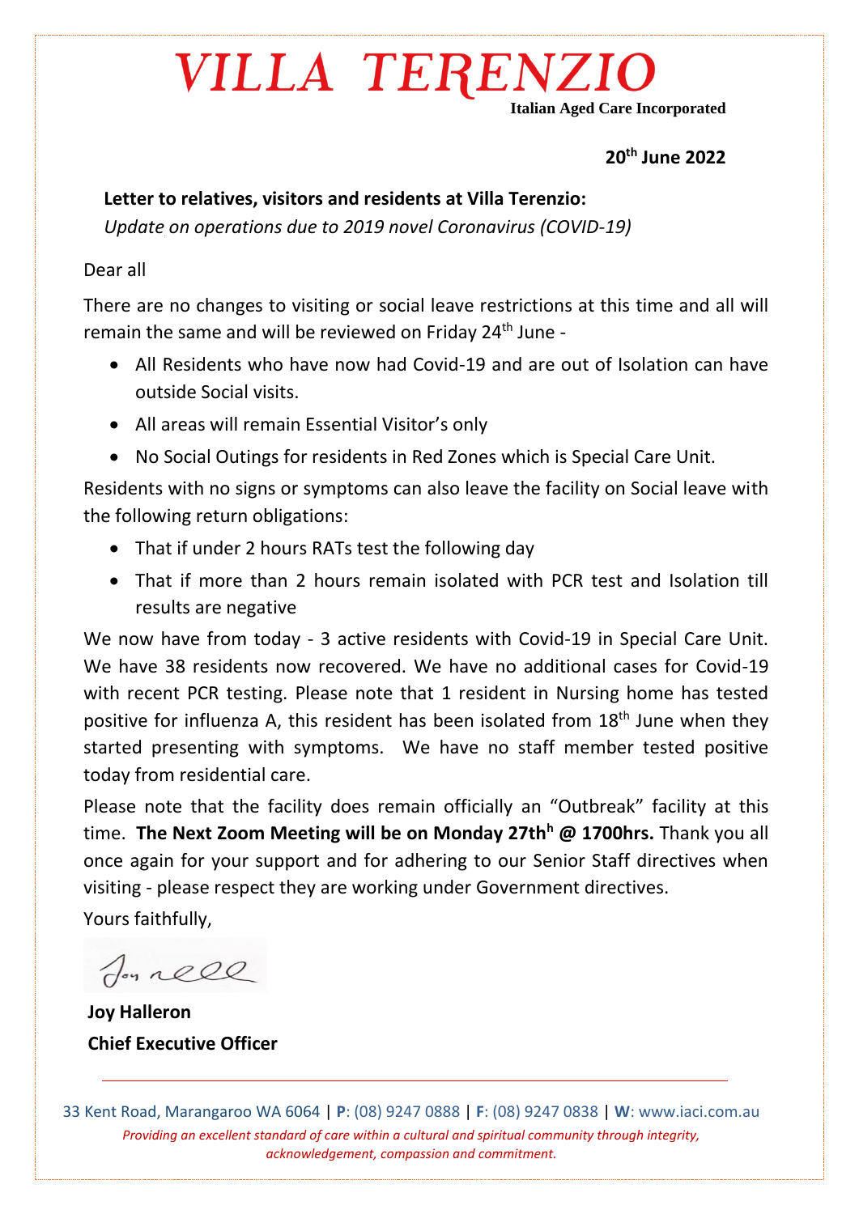# VILLA TERENZIO

**Italian Aged Care Incorporated**

**20th June 2022**

**Letter to relatives, visitors and residents at Villa Terenzio:**

*Update on operations due to 2019 novel Coronavirus (COVID-19)*

Dear all

There are no changes to visiting or social leave restrictions at this time and all will remain the same and will be reviewed on Friday 24th June -

- All Residents who have now had Covid-19 and are out of Isolation can have outside Social visits.
- All areas will remain Essential Visitor's only
- No Social Outings for residents in Red Zones which is Special Care Unit.

Residents with no signs or symptoms can also leave the facility on Social leave with the following return obligations:

- That if under 2 hours RATs test the following day
- That if more than 2 hours remain isolated with PCR test and Isolation till results are negative

We now have from today - 3 active residents with Covid-19 in Special Care Unit. We have 38 residents now recovered. We have no additional cases for Covid-19 with recent PCR testing. Please note that 1 resident in Nursing home has tested positive for influenza A, this resident has been isolated from 18th June when they started presenting with symptoms. We have no staff member tested positive today from residential care.

Please note that the facility does remain officially an "Outbreak" facility at this time. **The Next Zoom Meeting will be on Monday 27thh @ 1700hrs.** Thank you all once again for your support and for adhering to our Senior Staff directives when visiting - please respect they are working under Government directives.

Yours faithfully,

**Joy Halleron**
**Chief Executive Officer**

33 Kent Road, Marangaroo WA 6064 | **P**: (08) 9247 0888 | **F**: (08) 9247 0838 | **W**: www.iaci.com.au

*Providing an excellent standard of care within a cultural and spiritual community through integrity, acknowledgement, compassion and commitment.*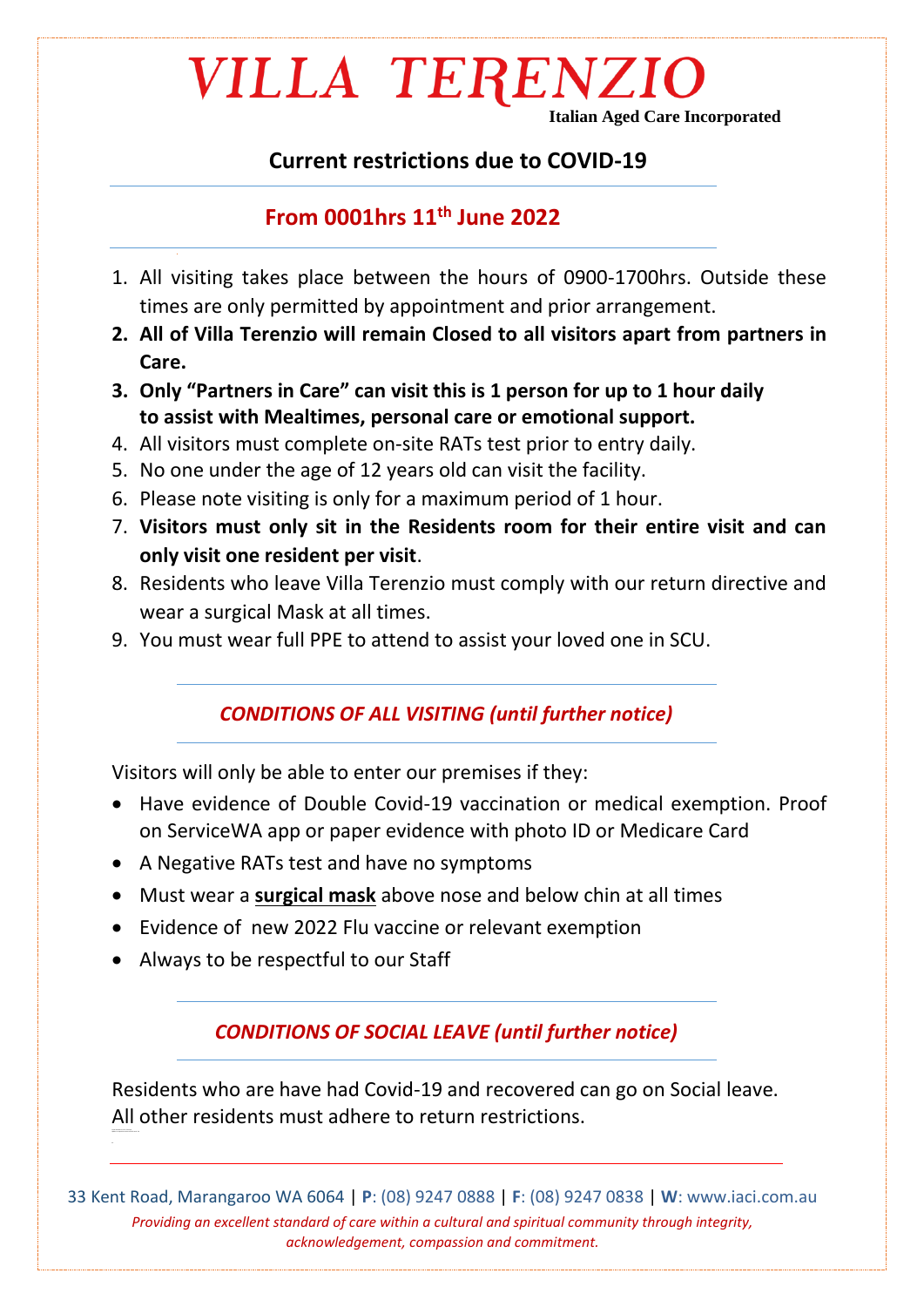# VILLA TERENZIO

**Italian Aged Care Incorporated**

## Current restrictions due to COVID-19

## From 0001hrs 11th June 2022

1. All visiting takes place between the hours of 0900-1700hrs. Outside these times are only permitted by appointment and prior arrangement.
2. **All of Villa Terenzio will remain Closed to all visitors apart from partners in Care.**
3. **Only "Partners in Care" can visit this is 1 person for up to 1 hour daily to assist with Mealtimes, personal care or emotional support.**
4. All visitors must complete on-site RATs test prior to entry daily.
5. No one under the age of 12 years old can visit the facility.
6. Please note visiting is only for a maximum period of 1 hour.
7. **Visitors must only sit in the Residents room for their entire visit and can only visit one resident per visit**.
8. Residents who leave Villa Terenzio must comply with our return directive and wear a surgical Mask at all times.
9. You must wear full PPE to attend to assist your loved one in SCU.

### *CONDITIONS OF ALL VISITING (until further notice)*

Visitors will only be able to enter our premises if they:

- Have evidence of Double Covid-19 vaccination or medical exemption. Proof on ServiceWA app or paper evidence with photo ID or Medicare Card
- A Negative RATs test and have no symptoms
- Must wear a **surgical mask** above nose and below chin at all times
- Evidence of new 2022 Flu vaccine or relevant exemption
- Always to be respectful to our Staff

### *CONDITIONS OF SOCIAL LEAVE (until further notice)*

Residents who are have had Covid-19 and recovered can go on Social leave. All other residents must adhere to return restrictions.

33 Kent Road, Marangaroo WA 6064 | **P**: (08) 9247 0888 | **F**: (08) 9247 0838 | **W**: www.iaci.com.au

*Providing an excellent standard of care within a cultural and spiritual community through integrity, acknowledgement, compassion and commitment.*